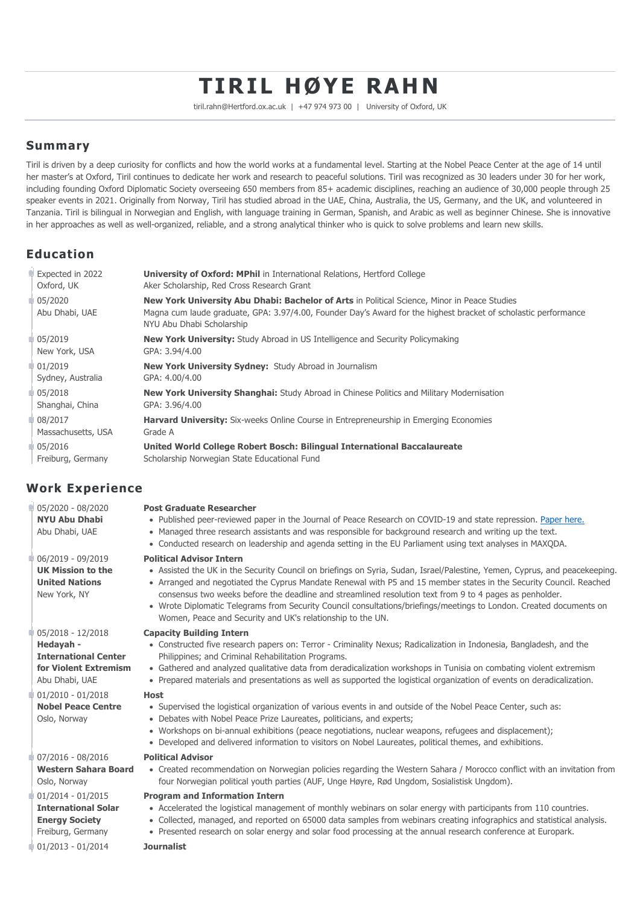# TIRIL HØYE RAHN

tiril.rahn@Hertford.ox.ac.uk | +47 974 973 00 | University of Oxford, UK

## Summary

Tiril is driven by a deep curiosity for conflicts and how the world works at a fundamental level. Starting at the Nobel Peace Center at the age of 14 until her master's at Oxford, Tiril continues to dedicate her work and research to peaceful solutions. Tiril was recognized as 30 leaders under 30 for her work, including founding Oxford Diplomatic Society overseeing 650 members from 85+ academic disciplines, reaching an audience of 30,000 people through 25 speaker events in 2021. Originally from Norway, Tiril has studied abroad in the UAE, China, Australia, the US, Germany, and the UK, and volunteered in Tanzania. Tiril is bilingual in Norwegian and English, with language training in German, Spanish, and Arabic as well as beginner Chinese. She is innovative in her approaches as well as well-organized, reliable, and a strong analytical thinker who is quick to solve problems and learn new skills.

## Education

**Expected in 2022** — Oxford, UK
**University of Oxford: MPhil** in International Relations, Hertford College
Aker Scholarship, Red Cross Research Grant

**05/2020** — Abu Dhabi, UAE
**New York University Abu Dhabi: Bachelor of Arts** in Political Science, Minor in Peace Studies
Magna cum laude graduate, GPA: 3.97/4.00, Founder Day's Award for the highest bracket of scholastic performance
NYU Abu Dhabi Scholarship

**05/2019** — New York, USA
**New York University:** Study Abroad in US Intelligence and Security Policymaking
GPA: 3.94/4.00

**01/2019** — Sydney, Australia
**New York University Sydney:** Study Abroad in Journalism
GPA: 4.00/4.00

**05/2018** — Shanghai, China
**New York University Shanghai:** Study Abroad in Chinese Politics and Military Modernisation
GPA: 3.96/4.00

**08/2017** — Massachusetts, USA
**Harvard University:** Six-weeks Online Course in Entrepreneurship in Emerging Economies
Grade A

**05/2016** — Freiburg, Germany
**United World College Robert Bosch: Bilingual International Baccalaureate**
Scholarship Norwegian State Educational Fund

## Work Experience

**05/2020 - 08/2020** — **NYU Abu Dhabi**, Abu Dhabi, UAE
**Post Graduate Researcher**
- Published peer-reviewed paper in the Journal of Peace Research on COVID-19 and state repression. Paper here.
- Managed three research assistants and was responsible for background research and writing up the text.
- Conducted research on leadership and agenda setting in the EU Parliament using text analyses in MAXQDA.

**06/2019 - 09/2019** — **UK Mission to the United Nations**, New York, NY
**Political Advisor Intern**
- Assisted the UK in the Security Council on briefings on Syria, Sudan, Israel/Palestine, Yemen, Cyprus, and peacekeeping.
- Arranged and negotiated the Cyprus Mandate Renewal with P5 and 15 member states in the Security Council. Reached consensus two weeks before the deadline and streamlined resolution text from 9 to 4 pages as penholder.
- Wrote Diplomatic Telegrams from Security Council consultations/briefings/meetings to London. Created documents on Women, Peace and Security and UK's relationship to the UN.

**05/2018 - 12/2018** — **Hedayah - International Center for Violent Extremism**, Abu Dhabi, UAE
**Capacity Building Intern**
- Constructed five research papers on: Terror - Criminality Nexus; Radicalization in Indonesia, Bangladesh, and the Philippines; and Criminal Rehabilitation Programs.
- Gathered and analyzed qualitative data from deradicalization workshops in Tunisia on combating violent extremism
- Prepared materials and presentations as well as supported the logistical organization of events on deradicalization.

**01/2010 - 01/2018** — **Nobel Peace Centre**, Oslo, Norway
**Host**
- Supervised the logistical organization of various events in and outside of the Nobel Peace Center, such as:
- Debates with Nobel Peace Prize Laureates, politicians, and experts;
- Workshops on bi-annual exhibitions (peace negotiations, nuclear weapons, refugees and displacement);
- Developed and delivered information to visitors on Nobel Laureates, political themes, and exhibitions.

**07/2016 - 08/2016** — **Western Sahara Board**, Oslo, Norway
**Political Advisor**
- Created recommendation on Norwegian policies regarding the Western Sahara / Morocco conflict with an invitation from four Norwegian political youth parties (AUF, Unge Høyre, Rød Ungdom, Sosialistisk Ungdom).

**01/2014 - 01/2015** — **International Solar Energy Society**, Freiburg, Germany
**Program and Information Intern**
- Accelerated the logistical management of monthly webinars on solar energy with participants from 110 countries.
- Collected, managed, and reported on 65000 data samples from webinars creating infographics and statistical analysis.
- Presented research on solar energy and solar food processing at the annual research conference at Europark.

**01/2013 - 01/2014**
**Journalist**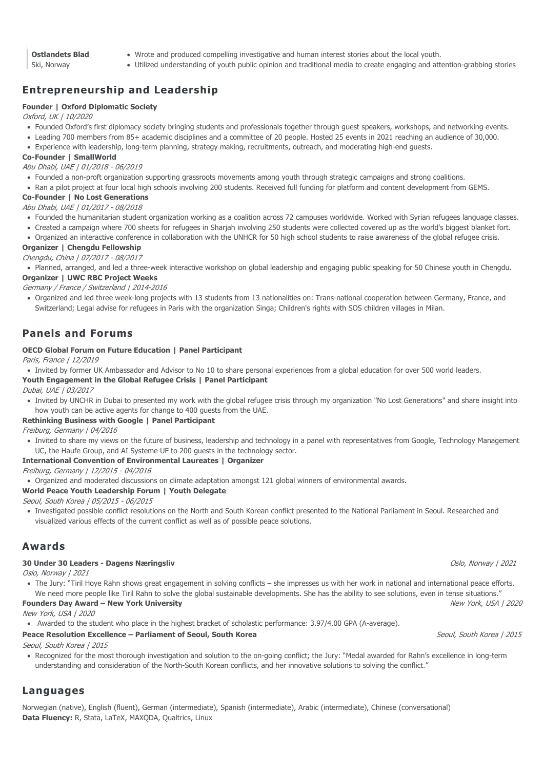**Ostlandets Blad**
Ski, Norway

- Wrote and produced compelling investigative and human interest stories about the local youth.
- Utilized understanding of youth public opinion and traditional media to create engaging and attention-grabbing stories

## Entrepreneurship and Leadership

**Founder | Oxford Diplomatic Society**
*Oxford, UK | 10/2020*

- Founded Oxford's first diplomacy society bringing students and professionals together through guest speakers, workshops, and networking events.
- Leading 700 members from 85+ academic disciplines and a committee of 20 people. Hosted 25 events in 2021 reaching an audience of 30,000.
- Experience with leadership, long-term planning, strategy making, recruitments, outreach, and moderating high-end guests.

**Co-Founder | SmallWorld**
*Abu Dhabi, UAE | 01/2018 - 06/2019*

- Founded a non-proft organization supporting grassroots movements among youth through strategic campaigns and strong coalitions.
- Ran a pilot project at four local high schools involving 200 students. Received full funding for platform and content development from GEMS.

**Co-Founder | No Lost Generations**
*Abu Dhabi, UAE | 01/2017 - 08/2018*

- Founded the humanitarian student organization working as a coalition across 72 campuses worldwide. Worked with Syrian refugees language classes.
- Created a campaign where 700 sheets for refugees in Sharjah involving 250 students were collected covered up as the world's biggest blanket fort.
- Organized an interactive conference in collaboration with the UNHCR for 50 high school students to raise awareness of the global refugee crisis.

**Organizer | Chengdu Fellowship**
*Chengdu, China | 07/2017 - 08/2017*

- Planned, arranged, and led a three-week interactive workshop on global leadership and engaging public speaking for 50 Chinese youth in Chengdu.

**Organizer | UWC RBC Project Weeks**
*Germany / France / Switzerland | 2014-2016*

- Organized and led three week-long projects with 13 students from 13 nationalities on: Trans-national cooperation between Germany, France, and Switzerland; Legal advise for refugees in Paris with the organization Singa; Children's rights with SOS children villages in Milan.

## Panels and Forums

**OECD Global Forum on Future Education | Panel Participant**
*Paris, France | 12/2019*

- Invited by former UK Ambassador and Advisor to No 10 to share personal experiences from a global education for over 500 world leaders.

**Youth Engagement in the Global Refugee Crisis | Panel Participant**
*Dubai, UAE | 03/2017*

- Invited by UNCHR in Dubai to presented my work with the global refugee crisis through my organization "No Lost Generations" and share insight into how youth can be active agents for change to 400 guests from the UAE.

**Rethinking Business with Google | Panel Participant**
*Freiburg, Germany | 04/2016*

- Invited to share my views on the future of business, leadership and technology in a panel with representatives from Google, Technology Management UC, the Haufe Group, and AI Systeme UF to 200 guests in the technology sector.

**International Convention of Environmental Laureates | Organizer**
*Freiburg, Germany | 12/2015 - 04/2016*

- Organized and moderated discussions on climate adaptation amongst 121 global winners of environmental awards.

**World Peace Youth Leadership Forum | Youth Delegate**
*Seoul, South Korea | 05/2015 - 06/2015*

- Investigated possible conflict resolutions on the North and South Korean conflict presented to the National Parliament in Seoul. Researched and visualized various effects of the current conflict as well as of possible peace solutions.

## Awards

**30 Under 30 Leaders - Dagens Næringsliv** *Oslo, Norway | 2021*
*Oslo, Norway | 2021*

- The Jury: "Tiril Hoye Rahn shows great engagement in solving conflicts – she impresses us with her work in national and international peace efforts. We need more people like Tiril Rahn to solve the global sustainable developments. She has the ability to see solutions, even in tense situations."

**Founders Day Award – New York University** *New York, USA | 2020*
*New York, USA | 2020*

- Awarded to the student who place in the highest bracket of scholastic performance: 3.97/4.00 GPA (A-average).

**Peace Resolution Excellence – Parliament of Seoul, South Korea** *Seoul, South Korea | 2015*
*Seoul, South Korea | 2015*

- Recognized for the most thorough investigation and solution to the on-going conflict; the Jury: "Medal awarded for Rahn's excellence in long-term understanding and consideration of the North-South Korean conflicts, and her innovative solutions to solving the conflict."

## Languages

Norwegian (native), English (fluent), German (intermediate), Spanish (intermediate), Arabic (intermediate), Chinese (conversational)
**Data Fluency:** R, Stata, LaTeX, MAXQDA, Qualtrics, Linux